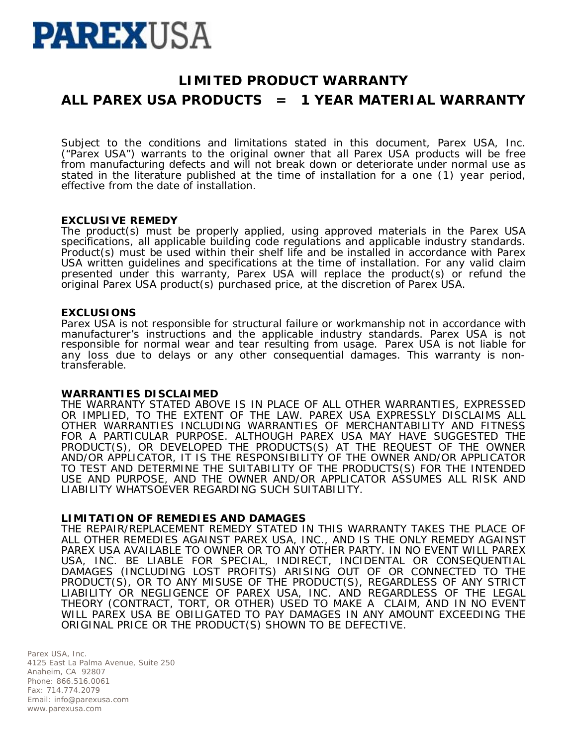**PAREX**USA

# LIMITED PRODUCT WARRANTY

## ALL PAREX USA PRODUCTS = 1 YEAR MATERIAL WARRANTY

Subject to the conditions and limitations stated in this document, Parex USA, Inc. ("Parex USA") warrants to the original owner that all Parex USA products will be free from manufacturing defects and will not break down or deteriorate under normal use as stated in the literature published at the time of installation for a one (1) year period, effective from the date of installation.

**EXCLUSIVE REMEDY**

The product(s) must be properly applied, using approved materials in the Parex USA specifications, all applicable building code regulations and applicable industry standards. Product(s) must be used within their shelf life and be installed in accordance with Parex USA written guidelines and specifications at the time of installation. For any valid claim presented under this warranty, Parex USA will replace the product(s) or refund the original Parex USA product(s) purchased price, at the discretion of Parex USA.

**EXCLUSIONS**

Parex USA is not responsible for structural failure or workmanship not in accordance with manufacturer's instructions and the applicable industry standards. Parex USA is not responsible for normal wear and tear resulting from usage. Parex USA is not liable for any loss due to delays or any other consequential damages. This warranty is non-transferable.

**WARRANTIES DISCLAIMED**

THE WARRANTY STATED ABOVE IS IN PLACE OF ALL OTHER WARRANTIES, EXPRESSED OR IMPLIED, TO THE EXTENT OF THE LAW. PAREX USA EXPRESSLY DISCLAIMS ALL OTHER WARRANTIES INCLUDING WARRANTIES OF MERCHANTABILITY AND FITNESS FOR A PARTICULAR PURPOSE. ALTHOUGH PAREX USA MAY HAVE SUGGESTED THE PRODUCT(S), OR DEVELOPED THE PRODUCTS(S) AT THE REQUEST OF THE OWNER AND/OR APPLICATOR, IT IS THE RESPONSIBILITY OF THE OWNER AND/OR APPLICATOR TO TEST AND DETERMINE THE SUITABILITY OF THE PRODUCTS(S) FOR THE INTENDED USE AND PURPOSE, AND THE OWNER AND/OR APPLICATOR ASSUMES ALL RISK AND LIABILITY WHATSOEVER REGARDING SUCH SUITABILITY.

**LIMITATION OF REMEDIES AND DAMAGES**

THE REPAIR/REPLACEMENT REMEDY STATED IN THIS WARRANTY TAKES THE PLACE OF ALL OTHER REMEDIES AGAINST PAREX USA, INC., AND IS THE ONLY REMEDY AGAINST PAREX USA AVAILABLE TO OWNER OR TO ANY OTHER PARTY. IN NO EVENT WILL PAREX USA, INC. BE LIABLE FOR SPECIAL, INDIRECT, INCIDENTAL OR CONSEQUENTIAL DAMAGES (INCLUDING LOST PROFITS) ARISING OUT OF OR CONNECTED TO THE PRODUCT(S), OR TO ANY MISUSE OF THE PRODUCT(S), REGARDLESS OF ANY STRICT LIABILITY OR NEGLIGENCE OF PAREX USA, INC. AND REGARDLESS OF THE LEGAL THEORY (CONTRACT, TORT, OR OTHER) USED TO MAKE A CLAIM, AND IN NO EVENT WILL PAREX USA BE OBILIGATED TO PAY DAMAGES IN ANY AMOUNT EXCEEDING THE ORIGINAL PRICE OR THE PRODUCT(S) SHOWN TO BE DEFECTIVE.

Parex USA, Inc.
4125 East La Palma Avenue, Suite 250
Anaheim, CA 92807
Phone: 866.516.0061
Fax: 714.774.2079
Email: info@parexusa.com
www.parexusa.com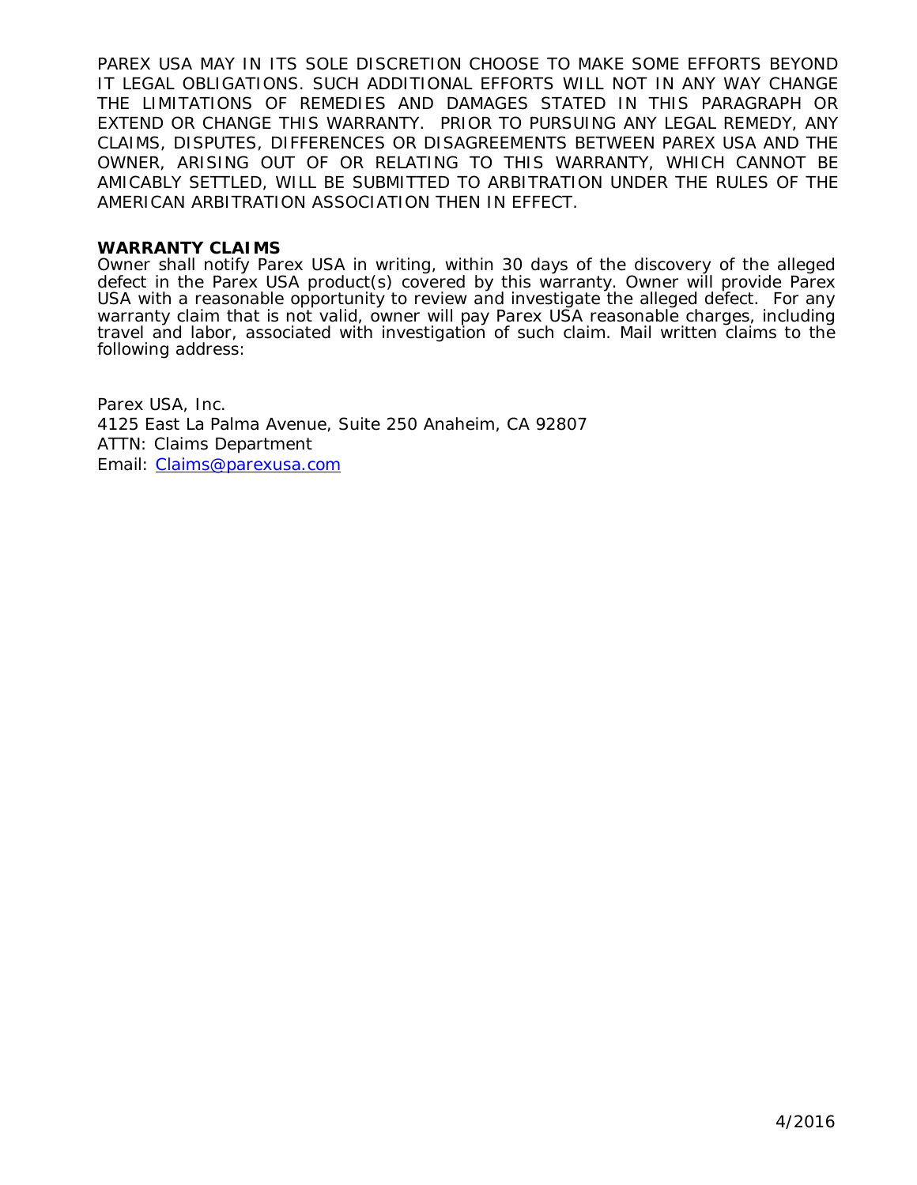PAREX USA MAY IN ITS SOLE DISCRETION CHOOSE TO MAKE SOME EFFORTS BEYOND IT LEGAL OBLIGATIONS. SUCH ADDITIONAL EFFORTS WILL NOT IN ANY WAY CHANGE THE LIMITATIONS OF REMEDIES AND DAMAGES STATED IN THIS PARAGRAPH OR EXTEND OR CHANGE THIS WARRANTY. PRIOR TO PURSUING ANY LEGAL REMEDY, ANY CLAIMS, DISPUTES, DIFFERENCES OR DISAGREEMENTS BETWEEN PAREX USA AND THE OWNER, ARISING OUT OF OR RELATING TO THIS WARRANTY, WHICH CANNOT BE AMICABLY SETTLED, WILL BE SUBMITTED TO ARBITRATION UNDER THE RULES OF THE AMERICAN ARBITRATION ASSOCIATION THEN IN EFFECT.

**WARRANTY CLAIMS**

Owner shall notify Parex USA in writing, within 30 days of the discovery of the alleged defect in the Parex USA product(s) covered by this warranty. Owner will provide Parex USA with a reasonable opportunity to review and investigate the alleged defect. For any warranty claim that is not valid, owner will pay Parex USA reasonable charges, including travel and labor, associated with investigation of such claim. Mail written claims to the following address:

Parex USA, Inc.  
4125 East La Palma Avenue, Suite 250 Anaheim, CA 92807  
ATTN: Claims Department  
Email: Claims@parexusa.com

4/2016